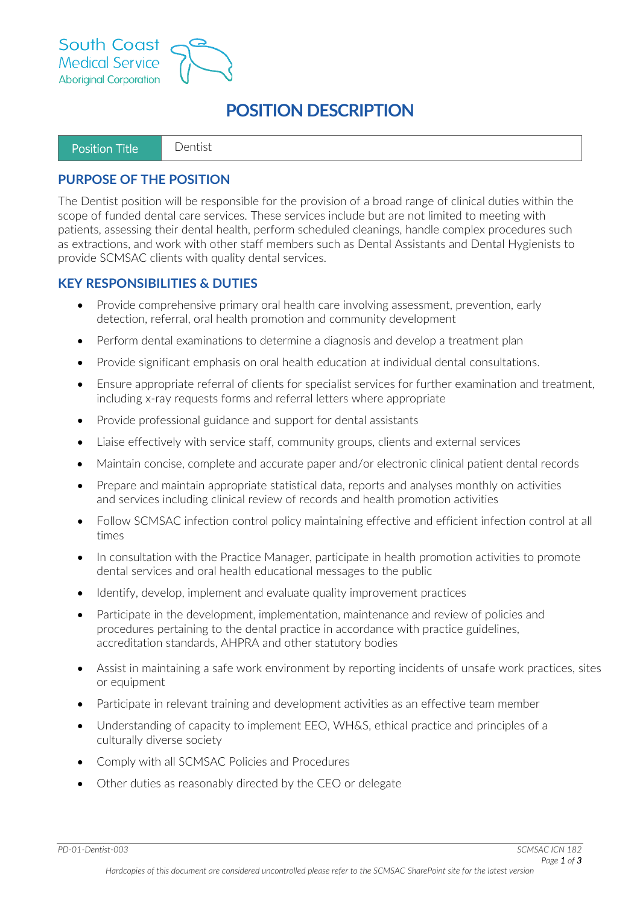South Coast
Medical Service
Aboriginal Corporation

# POSITION DESCRIPTION

| Position Title | Dentist |
|---|---|

## PURPOSE OF THE POSITION

The Dentist position will be responsible for the provision of a broad range of clinical duties within the scope of funded dental care services. These services include but are not limited to meeting with patients, assessing their dental health, perform scheduled cleanings, handle complex procedures such as extractions, and work with other staff members such as Dental Assistants and Dental Hygienists to provide SCMSAC clients with quality dental services.

## KEY RESPONSIBILITIES & DUTIES

- Provide comprehensive primary oral health care involving assessment, prevention, early detection, referral, oral health promotion and community development
- Perform dental examinations to determine a diagnosis and develop a treatment plan
- Provide significant emphasis on oral health education at individual dental consultations.
- Ensure appropriate referral of clients for specialist services for further examination and treatment, including x-ray requests forms and referral letters where appropriate
- Provide professional guidance and support for dental assistants
- Liaise effectively with service staff, community groups, clients and external services
- Maintain concise, complete and accurate paper and/or electronic clinical patient dental records
- Prepare and maintain appropriate statistical data, reports and analyses monthly on activities and services including clinical review of records and health promotion activities
- Follow SCMSAC infection control policy maintaining effective and efficient infection control at all times
- In consultation with the Practice Manager, participate in health promotion activities to promote dental services and oral health educational messages to the public
- Identify, develop, implement and evaluate quality improvement practices
- Participate in the development, implementation, maintenance and review of policies and procedures pertaining to the dental practice in accordance with practice guidelines, accreditation standards, AHPRA and other statutory bodies
- Assist in maintaining a safe work environment by reporting incidents of unsafe work practices, sites or equipment
- Participate in relevant training and development activities as an effective team member
- Understanding of capacity to implement EEO, WH&S, ethical practice and principles of a culturally diverse society
- Comply with all SCMSAC Policies and Procedures
- Other duties as reasonably directed by the CEO or delegate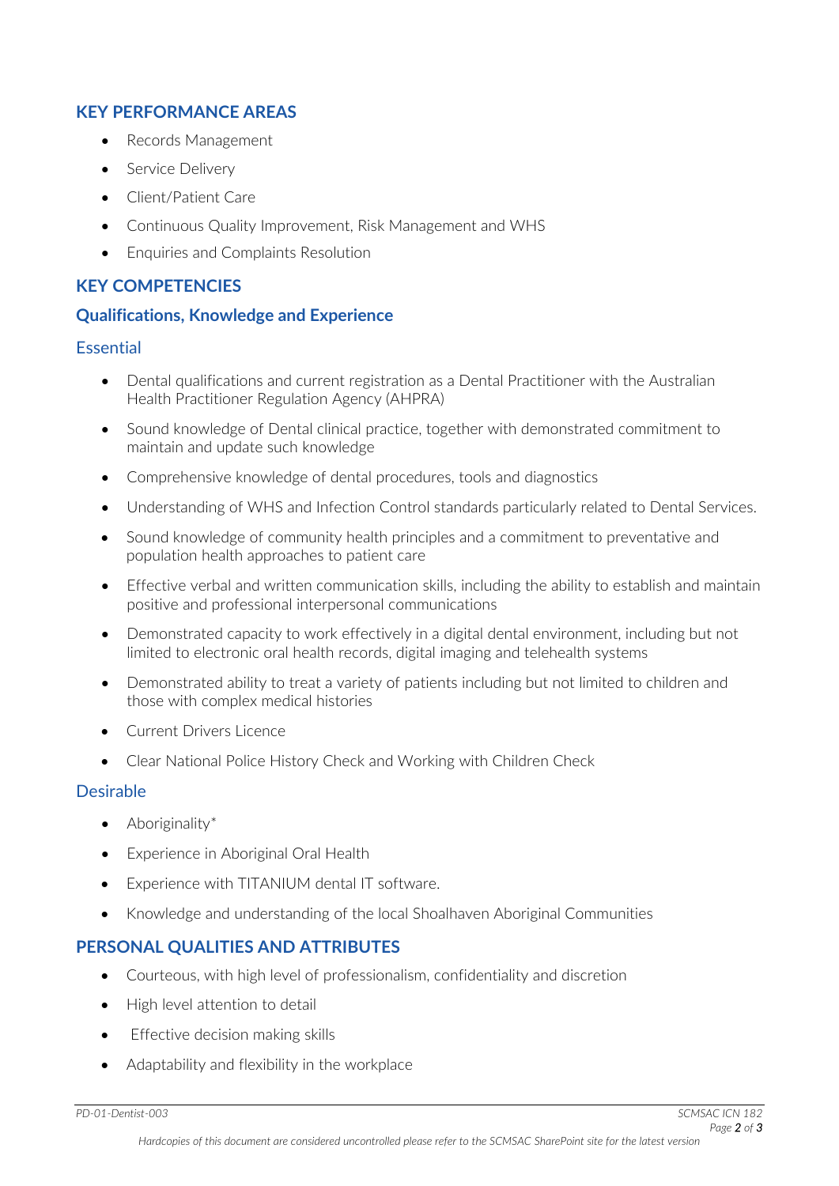## KEY PERFORMANCE AREAS

- Records Management
- Service Delivery
- Client/Patient Care
- Continuous Quality Improvement, Risk Management and WHS
- Enquiries and Complaints Resolution

## KEY COMPETENCIES

### Qualifications, Knowledge and Experience

#### Essential

- Dental qualifications and current registration as a Dental Practitioner with the Australian Health Practitioner Regulation Agency (AHPRA)
- Sound knowledge of Dental clinical practice, together with demonstrated commitment to maintain and update such knowledge
- Comprehensive knowledge of dental procedures, tools and diagnostics
- Understanding of WHS and Infection Control standards particularly related to Dental Services.
- Sound knowledge of community health principles and a commitment to preventative and population health approaches to patient care
- Effective verbal and written communication skills, including the ability to establish and maintain positive and professional interpersonal communications
- Demonstrated capacity to work effectively in a digital dental environment, including but not limited to electronic oral health records, digital imaging and telehealth systems
- Demonstrated ability to treat a variety of patients including but not limited to children and those with complex medical histories
- Current Drivers Licence
- Clear National Police History Check and Working with Children Check

#### Desirable

- Aboriginality*
- Experience in Aboriginal Oral Health
- Experience with TITANIUM dental IT software.
- Knowledge and understanding of the local Shoalhaven Aboriginal Communities

## PERSONAL QUALITIES AND ATTRIBUTES

- Courteous, with high level of professionalism, confidentiality and discretion
- High level attention to detail
- Effective decision making skills
- Adaptability and flexibility in the workplace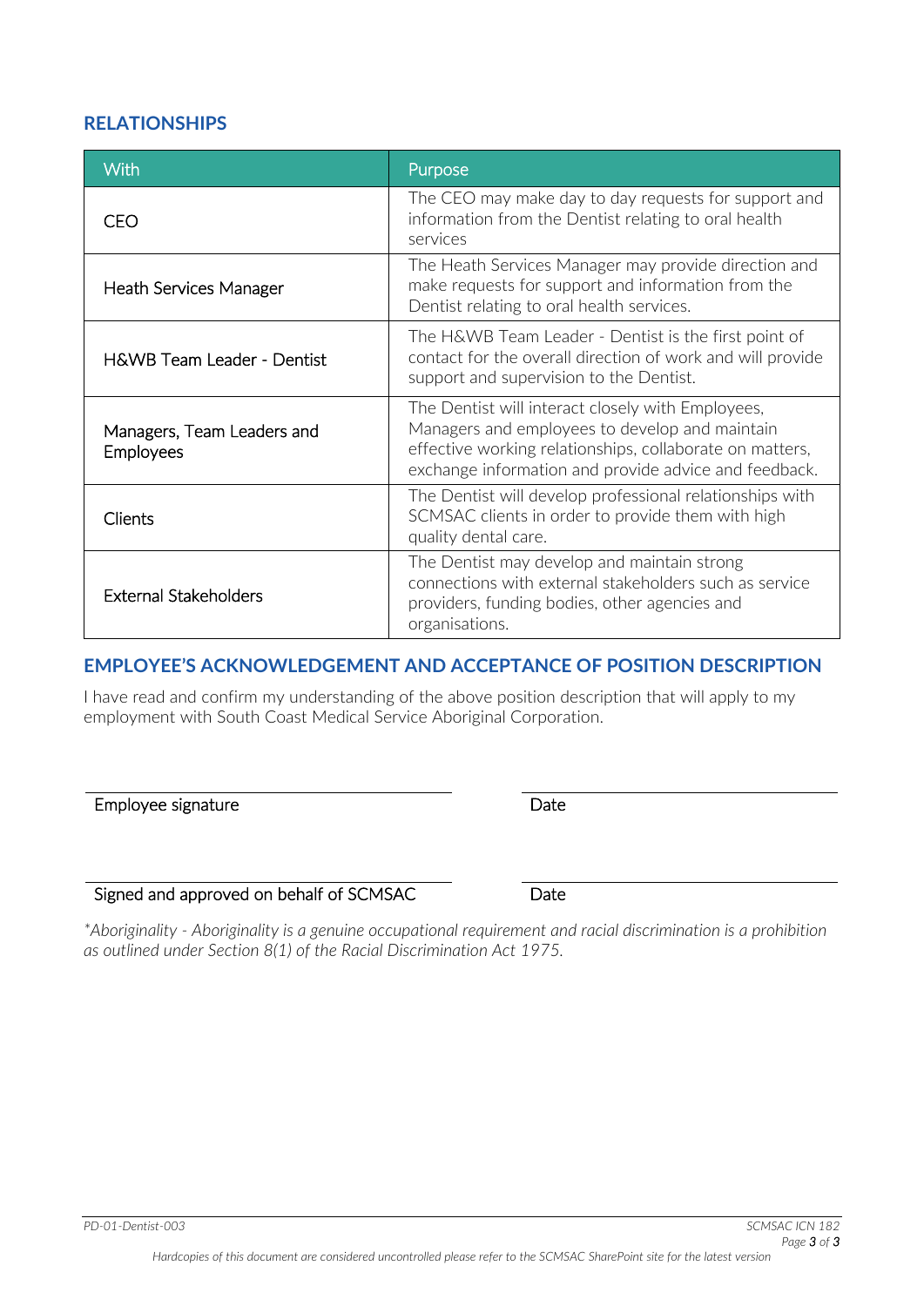## RELATIONSHIPS

| With | Purpose |
|---|---|
| CEO | The CEO may make day to day requests for support and information from the Dentist relating to oral health services |
| Heath Services Manager | The Heath Services Manager may provide direction and make requests for support and information from the Dentist relating to oral health services. |
| H&WB Team Leader - Dentist | The H&WB Team Leader - Dentist is the first point of contact for the overall direction of work and will provide support and supervision to the Dentist. |
| Managers, Team Leaders and Employees | The Dentist will interact closely with Employees, Managers and employees to develop and maintain effective working relationships, collaborate on matters, exchange information and provide advice and feedback. |
| Clients | The Dentist will develop professional relationships with SCMSAC clients in order to provide them with high quality dental care. |
| External Stakeholders | The Dentist may develop and maintain strong connections with external stakeholders such as service providers, funding bodies, other agencies and organisations. |

## EMPLOYEE'S ACKNOWLEDGEMENT AND ACCEPTANCE OF POSITION DESCRIPTION

I have read and confirm my understanding of the above position description that will apply to my employment with South Coast Medical Service Aboriginal Corporation.

Employee signature ______________________ Date ______________________

Signed and approved on behalf of SCMSAC ______________________ Date ______________________

*\*Aboriginality - Aboriginality is a genuine occupational requirement and racial discrimination is a prohibition as outlined under Section 8(1) of the Racial Discrimination Act 1975.*

PD-01-Dentist-003

SCMSAC ICN 182

*Hardcopies of this document are considered uncontrolled please refer to the SCMSAC SharePoint site for the latest version*